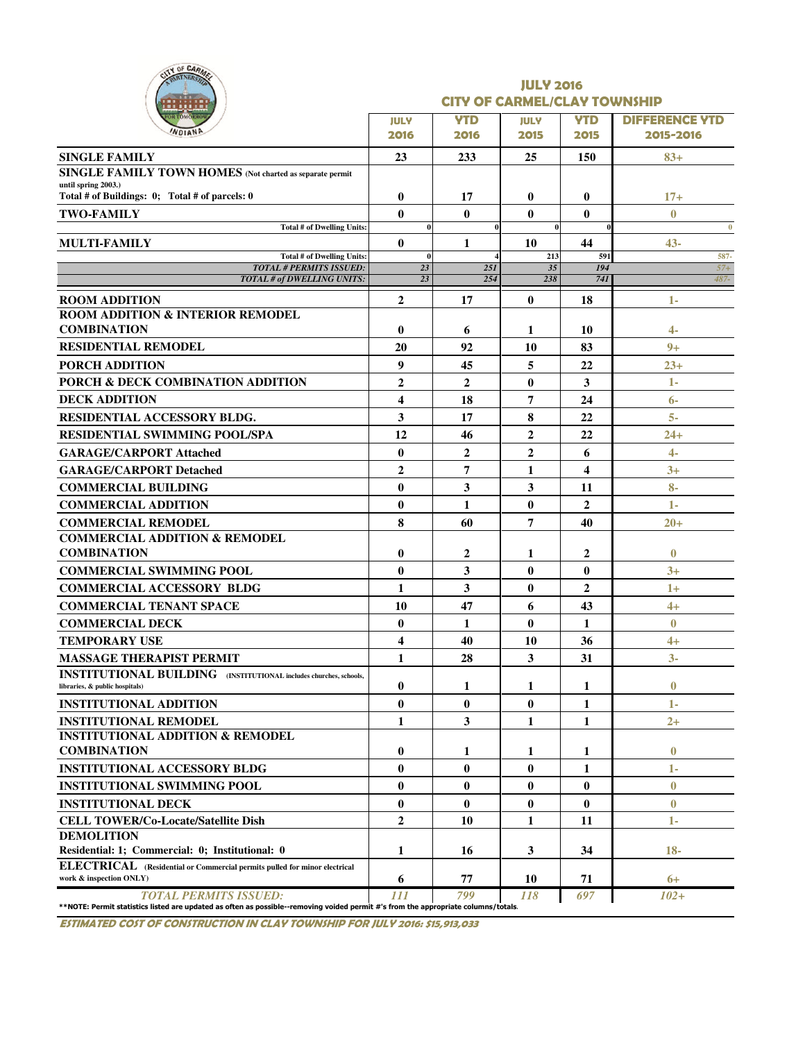## JULY 2016
## CITY OF CARMEL/CLAY TOWNSHIP

| | JULY 2016 | YTD 2016 | JULY 2015 | YTD 2015 | DIFFERENCE YTD 2015-2016 |
|---|---|---|---|---|---|
| **SINGLE FAMILY** | 23 | 233 | 25 | 150 | 83+ |
| **SINGLE FAMILY TOWN HOMES** (Not charted as separate permit until spring 2003.) Total # of Buildings: 0; Total # of parcels: 0 | 0 | 17 | 0 | 0 | 17+ |
| **TWO-FAMILY** | 0 | 0 | 0 | 0 | 0 |
| Total # of Dwelling Units: | 0 | 0 | 0 | 0 | 0 |
| **MULTI-FAMILY** | 0 | 1 | 10 | 44 | 43- |
| Total # of Dwelling Units: | 0 | 4 | 213 | 591 | 587- |
| *TOTAL # PERMITS ISSUED:* | 23 | 251 | 35 | 194 | 57+ |
| *TOTAL # of DWELLING UNITS:* | 23 | 254 | 238 | 741 | 487- |
| **ROOM ADDITION** | 2 | 17 | 0 | 18 | 1- |
| **ROOM ADDITION & INTERIOR REMODEL COMBINATION** | 0 | 6 | 1 | 10 | 4- |
| **RESIDENTIAL REMODEL** | 20 | 92 | 10 | 83 | 9+ |
| **PORCH ADDITION** | 9 | 45 | 5 | 22 | 23+ |
| **PORCH & DECK COMBINATION ADDITION** | 2 | 2 | 0 | 3 | 1- |
| **DECK ADDITION** | 4 | 18 | 7 | 24 | 6- |
| **RESIDENTIAL ACCESSORY BLDG.** | 3 | 17 | 8 | 22 | 5- |
| **RESIDENTIAL SWIMMING POOL/SPA** | 12 | 46 | 2 | 22 | 24+ |
| **GARAGE/CARPORT Attached** | 0 | 2 | 2 | 6 | 4- |
| **GARAGE/CARPORT Detached** | 2 | 7 | 1 | 4 | 3+ |
| **COMMERCIAL BUILDING** | 0 | 3 | 3 | 11 | 8- |
| **COMMERCIAL ADDITION** | 0 | 1 | 0 | 2 | 1- |
| **COMMERCIAL REMODEL** | 8 | 60 | 7 | 40 | 20+ |
| **COMMERCIAL ADDITION & REMODEL COMBINATION** | 0 | 2 | 1 | 2 | 0 |
| **COMMERCIAL SWIMMING POOL** | 0 | 3 | 0 | 0 | 3+ |
| **COMMERCIAL ACCESSORY BLDG** | 1 | 3 | 0 | 2 | 1+ |
| **COMMERCIAL TENANT SPACE** | 10 | 47 | 6 | 43 | 4+ |
| **COMMERCIAL DECK** | 0 | 1 | 0 | 1 | 0 |
| **TEMPORARY USE** | 4 | 40 | 10 | 36 | 4+ |
| **MASSAGE THERAPIST PERMIT** | 1 | 28 | 3 | 31 | 3- |
| **INSTITUTIONAL BUILDING** (INSTITUTIONAL includes churches, schools, libraries, & public hospitals) | 0 | 1 | 1 | 1 | 0 |
| **INSTITUTIONAL ADDITION** | 0 | 0 | 0 | 1 | 1- |
| **INSTITUTIONAL REMODEL** | 1 | 3 | 1 | 1 | 2+ |
| **INSTITUTIONAL ADDITION & REMODEL COMBINATION** | 0 | 1 | 1 | 1 | 0 |
| **INSTITUTIONAL ACCESSORY BLDG** | 0 | 0 | 0 | 1 | 1- |
| **INSTITUTIONAL SWIMMING POOL** | 0 | 0 | 0 | 0 | 0 |
| **INSTITUTIONAL DECK** | 0 | 0 | 0 | 0 | 0 |
| **CELL TOWER/Co-Locate/Satellite Dish** | 2 | 10 | 1 | 11 | 1- |
| **DEMOLITION** Residential: 1; Commercial: 0; Institutional: 0 | 1 | 16 | 3 | 34 | 18- |
| **ELECTRICAL** (Residential or Commercial permits pulled for minor electrical work & inspection ONLY) | 6 | 77 | 10 | 71 | 6+ |
| *TOTAL PERMITS ISSUED:* | 111 | 799 | 118 | 697 | 102+ |

**NOTE: Permit statistics listed are updated as often as possible--removing voided permit #'s from the appropriate columns/totals.

***ESTIMATED COST OF CONSTRUCTION IN CLAY TOWNSHIP FOR JULY 2016: $15,913,033***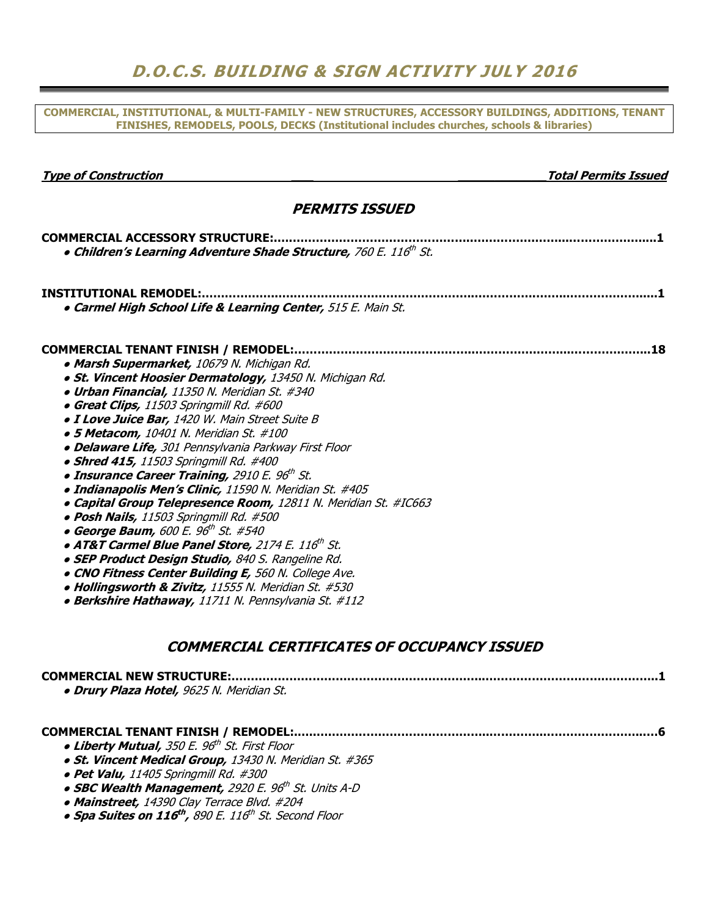# D.O.C.S. BUILDING & SIGN ACTIVITY JULY 2016

**COMMERCIAL, INSTITUTIONAL, & MULTI-FAMILY - NEW STRUCTURES, ACCESSORY BUILDINGS, ADDITIONS, TENANT FINISHES, REMODELS, POOLS, DECKS (Institutional includes churches, schools & libraries)**

***Type of Construction*** — ***Total Permits Issued***

## *PERMITS ISSUED*

**COMMERCIAL ACCESSORY STRUCTURE:....................................................................................................1**

- ***Children's Learning Adventure Shade Structure,*** *760 E. 116th St.*

**INSTITUTIONAL REMODEL:.....................................................................................................................1**

- ***Carmel High School Life & Learning Center,*** *515 E. Main St.*

**COMMERCIAL TENANT FINISH / REMODEL:...........................................................................................18**

- ***Marsh Supermarket,*** *10679 N. Michigan Rd.*
- ***St. Vincent Hoosier Dermatology,*** *13450 N. Michigan Rd.*
- ***Urban Financial,*** *11350 N. Meridian St. #340*
- ***Great Clips,*** *11503 Springmill Rd. #600*
- ***I Love Juice Bar,*** *1420 W. Main Street Suite B*
- ***5 Metacom,*** *10401 N. Meridian St. #100*
- ***Delaware Life,*** *301 Pennsylvania Parkway First Floor*
- ***Shred 415,*** *11503 Springmill Rd. #400*
- ***Insurance Career Training,*** *2910 E. 96th St.*
- ***Indianapolis Men's Clinic,*** *11590 N. Meridian St. #405*
- ***Capital Group Telepresence Room,*** *12811 N. Meridian St. #IC663*
- ***Posh Nails,*** *11503 Springmill Rd. #500*
- ***George Baum,*** *600 E. 96th St. #540*
- ***AT&T Carmel Blue Panel Store,*** *2174 E. 116th St.*
- ***SEP Product Design Studio,*** *840 S. Rangeline Rd.*
- ***CNO Fitness Center Building E,*** *560 N. College Ave.*
- ***Hollingsworth & Zivitz,*** *11555 N. Meridian St. #530*
- ***Berkshire Hathaway,*** *11711 N. Pennsylvania St. #112*

## *COMMERCIAL CERTIFICATES OF OCCUPANCY ISSUED*

**COMMERCIAL NEW STRUCTURE:..............................................................................................................1**

- ***Drury Plaza Hotel,*** *9625 N. Meridian St.*

**COMMERCIAL TENANT FINISH / REMODEL:.............................................................................................6**

- ***Liberty Mutual,*** *350 E. 96th St. First Floor*
- ***St. Vincent Medical Group,*** *13430 N. Meridian St. #365*
- ***Pet Valu,*** *11405 Springmill Rd. #300*
- ***SBC Wealth Management,*** *2920 E. 96th St. Units A-D*
- ***Mainstreet,*** *14390 Clay Terrace Blvd. #204*
- ***Spa Suites on 116th,*** *890 E. 116th St. Second Floor*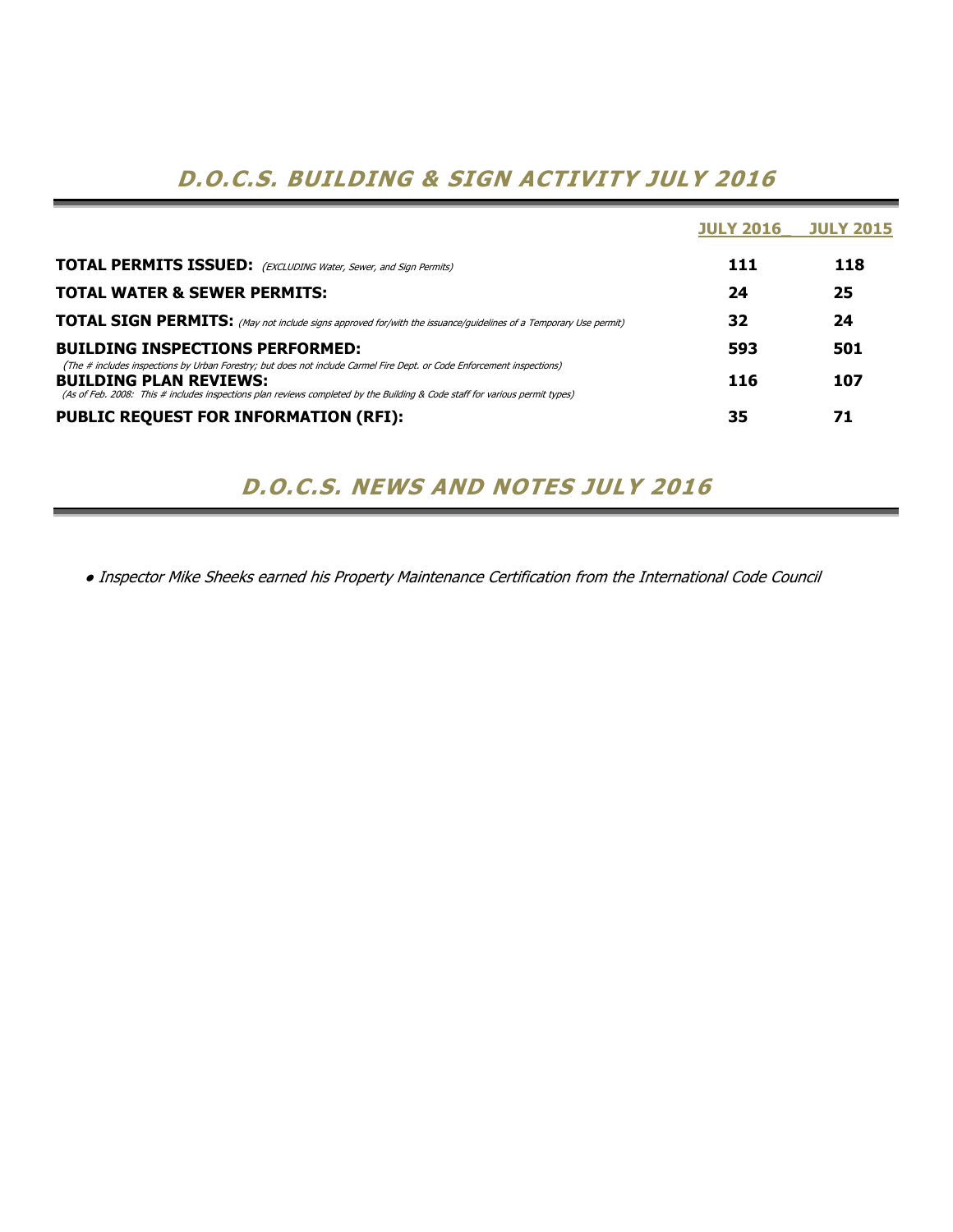# *D.O.C.S. BUILDING & SIGN ACTIVITY JULY 2016*

| | JULY 2016 | JULY 2015 |
|---|---|---|
| **TOTAL PERMITS ISSUED:** *(EXCLUDING Water, Sewer, and Sign Permits)* | **111** | **118** |
| **TOTAL WATER & SEWER PERMITS:** | **24** | **25** |
| **TOTAL SIGN PERMITS:** *(May not include signs approved for/with the issuance/guidelines of a Temporary Use permit)* | **32** | **24** |
| **BUILDING INSPECTIONS PERFORMED:** *(The # includes inspections by Urban Forestry; but does not include Carmel Fire Dept. or Code Enforcement inspections)* | **593** | **501** |
| **BUILDING PLAN REVIEWS:** *(As of Feb. 2008: This # includes inspections plan reviews completed by the Building & Code staff for various permit types)* | **116** | **107** |
| **PUBLIC REQUEST FOR INFORMATION (RFI):** | **35** | **71** |

# *D.O.C.S. NEWS AND NOTES JULY 2016*

- *Inspector Mike Sheeks earned his Property Maintenance Certification from the International Code Council*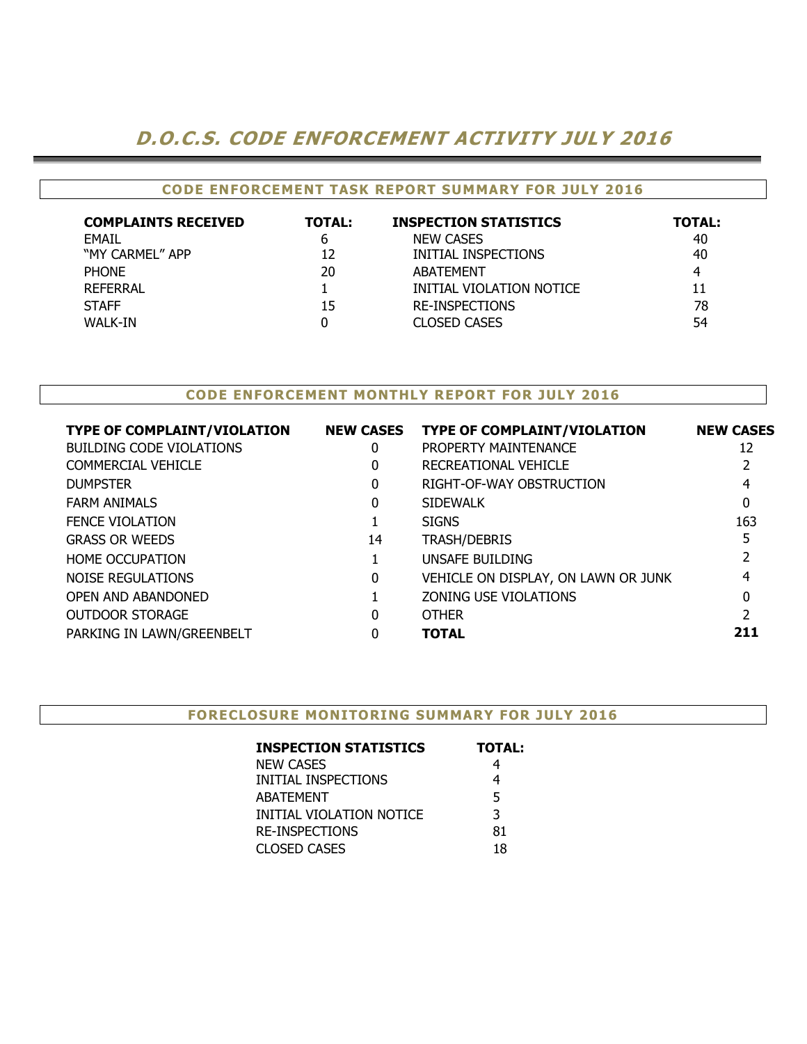# *D.O.C.S. CODE ENFORCEMENT ACTIVITY JULY 2016*

## CODE ENFORCEMENT TASK REPORT SUMMARY FOR JULY 2016

| COMPLAINTS RECEIVED | TOTAL: | INSPECTION STATISTICS | TOTAL: |
|---|---|---|---|
| EMAIL | 6 | NEW CASES | 40 |
| "MY CARMEL" APP | 12 | INITIAL INSPECTIONS | 40 |
| PHONE | 20 | ABATEMENT | 4 |
| REFERRAL | 1 | INITIAL VIOLATION NOTICE | 11 |
| STAFF | 15 | RE-INSPECTIONS | 78 |
| WALK-IN | 0 | CLOSED CASES | 54 |

## CODE ENFORCEMENT MONTHLY REPORT FOR JULY 2016

| TYPE OF COMPLAINT/VIOLATION | NEW CASES | TYPE OF COMPLAINT/VIOLATION | NEW CASES |
|---|---|---|---|
| BUILDING CODE VIOLATIONS | 0 | PROPERTY MAINTENANCE | 12 |
| COMMERCIAL VEHICLE | 0 | RECREATIONAL VEHICLE | 2 |
| DUMPSTER | 0 | RIGHT-OF-WAY OBSTRUCTION | 4 |
| FARM ANIMALS | 0 | SIDEWALK | 0 |
| FENCE VIOLATION | 1 | SIGNS | 163 |
| GRASS OR WEEDS | 14 | TRASH/DEBRIS | 5 |
| HOME OCCUPATION | 1 | UNSAFE BUILDING | 2 |
| NOISE REGULATIONS | 0 | VEHICLE ON DISPLAY, ON LAWN OR JUNK | 4 |
| OPEN AND ABANDONED | 1 | ZONING USE VIOLATIONS | 0 |
| OUTDOOR STORAGE | 0 | OTHER | 2 |
| PARKING IN LAWN/GREENBELT | 0 | **TOTAL** | **211** |

## FORECLOSURE MONITORING SUMMARY FOR JULY 2016

| INSPECTION STATISTICS | TOTAL: |
|---|---|
| NEW CASES | 4 |
| INITIAL INSPECTIONS | 4 |
| ABATEMENT | 5 |
| INITIAL VIOLATION NOTICE | 3 |
| RE-INSPECTIONS | 81 |
| CLOSED CASES | 18 |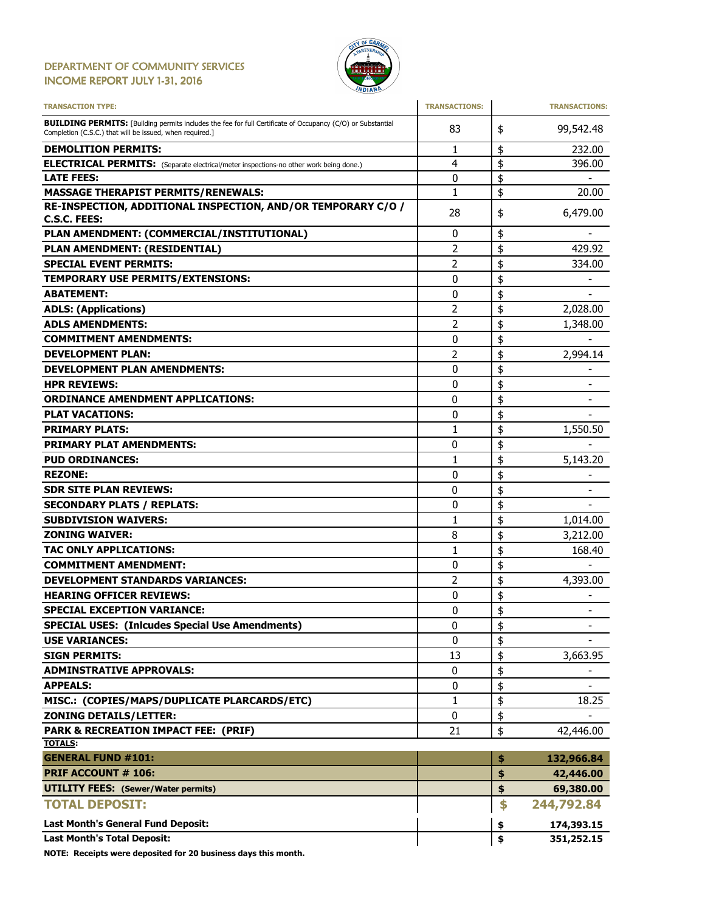# DEPARTMENT OF COMMUNITY SERVICES
## INCOME REPORT JULY 1-31, 2016

| TRANSACTION TYPE: | TRANSACTIONS: | TRANSACTIONS: |
|---|---|---|
| **BUILDING PERMITS:** [Building permits includes the fee for full Certificate of Occupancy (C/O) or Substantial Completion (C.S.C.) that will be issued, when required.] | 83 | $ 99,542.48 |
| **DEMOLITION PERMITS:** | 1 | $ 232.00 |
| **ELECTRICAL PERMITS:** (Separate electrical/meter inspections-no other work being done.) | 4 | $ 396.00 |
| **LATE FEES:** | 0 | $ - |
| **MASSAGE THERAPIST PERMITS/RENEWALS:** | 1 | $ 20.00 |
| **RE-INSPECTION, ADDITIONAL INSPECTION, AND/OR TEMPORARY C/O / C.S.C. FEES:** | 28 | $ 6,479.00 |
| **PLAN AMENDMENT: (COMMERCIAL/INSTITUTIONAL)** | 0 | $ - |
| **PLAN AMENDMENT: (RESIDENTIAL)** | 2 | $ 429.92 |
| **SPECIAL EVENT PERMITS:** | 2 | $ 334.00 |
| **TEMPORARY USE PERMITS/EXTENSIONS:** | 0 | $ - |
| **ABATEMENT:** | 0 | $ - |
| **ADLS: (Applications)** | 2 | $ 2,028.00 |
| **ADLS AMENDMENTS:** | 2 | $ 1,348.00 |
| **COMMITMENT AMENDMENTS:** | 0 | $ - |
| **DEVELOPMENT PLAN:** | 2 | $ 2,994.14 |
| **DEVELOPMENT PLAN AMENDMENTS:** | 0 | $ - |
| **HPR REVIEWS:** | 0 | $ - |
| **ORDINANCE AMENDMENT APPLICATIONS:** | 0 | $ - |
| **PLAT VACATIONS:** | 0 | $ - |
| **PRIMARY PLATS:** | 1 | $ 1,550.50 |
| **PRIMARY PLAT AMENDMENTS:** | 0 | $ - |
| **PUD ORDINANCES:** | 1 | $ 5,143.20 |
| **REZONE:** | 0 | $ - |
| **SDR SITE PLAN REVIEWS:** | 0 | $ - |
| **SECONDARY PLATS / REPLATS:** | 0 | $ - |
| **SUBDIVISION WAIVERS:** | 1 | $ 1,014.00 |
| **ZONING WAIVER:** | 8 | $ 3,212.00 |
| **TAC ONLY APPLICATIONS:** | 1 | $ 168.40 |
| **COMMITMENT AMENDMENT:** | 0 | $ - |
| **DEVELOPMENT STANDARDS VARIANCES:** | 2 | $ 4,393.00 |
| **HEARING OFFICER REVIEWS:** | 0 | $ - |
| **SPECIAL EXCEPTION VARIANCE:** | 0 | $ - |
| **SPECIAL USES: (Inlcudes Special Use Amendments)** | 0 | $ - |
| **USE VARIANCES:** | 0 | $ - |
| **SIGN PERMITS:** | 13 | $ 3,663.95 |
| **ADMINSTRATIVE APPROVALS:** | 0 | $ - |
| **APPEALS:** | 0 | $ - |
| **MISC.: (COPIES/MAPS/DUPLICATE PLARCARDS/ETC)** | 1 | $ 18.25 |
| **ZONING DETAILS/LETTER:** | 0 | $ - |
| **PARK & RECREATION IMPACT FEE: (PRIF)** | 21 | $ 42,446.00 |
| **TOTALS:** | | |
| **GENERAL FUND #101:** | | **$ 132,966.84** |
| **PRIF ACCOUNT # 106:** | | **$ 42,446.00** |
| **UTILITY FEES: (Sewer/Water permits)** | | **$ 69,380.00** |
| **TOTAL DEPOSIT:** | | **$ 244,792.84** |
| **Last Month's General Fund Deposit:** | | **$ 174,393.15** |
| **Last Month's Total Deposit:** | | **$ 351,252.15** |

**NOTE: Receipts were deposited for 20 business days this month.**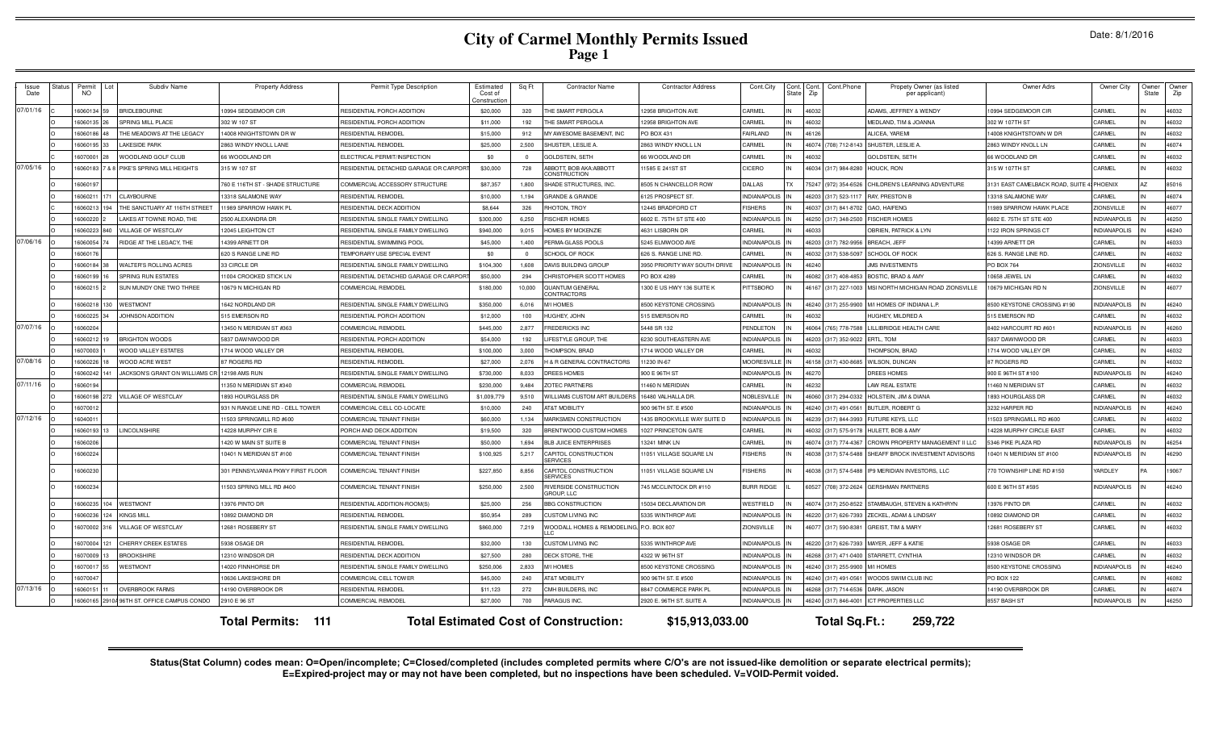# City of Carmel Monthly Permits Issued

Date: 8/1/2016

| Issue Date | Status | Permit NO | Lot | Subdiv Name | Property Address | Permit Type Description | Estimated Cost of Construction | Sq Ft | Contractor Name | Contractor Address | Cont.City | Cont. State | Cont. Zip | Cont.Phone | Propety Owner (as listed per applicant) | Owner Adrs | Owner City | Owner State | Owner Zip |
|---|---|---|---|---|---|---|---|---|---|---|---|---|---|---|---|---|---|---|---|
| 07/01/16 | C | 16060134 | 59 | BRIDLEBOURNE | 10994 SEDGEMOOR CIR | RESIDENTIAL PORCH ADDITION | $20,000 | 320 | THE SMART PERGOLA | 12958 BRIGHTON AVE | CARMEL | IN | 46032 | | ADAMS, JEFFREY & WENDY | 10994 SEDGEMOOR CIR | CARMEL | IN | 46032 |
| | O | 16060135 | 26 | SPRING MILL PLACE | 302 W 107 ST | RESIDENTIAL PORCH ADDITION | $11,000 | 192 | THE SMART PERGOLA | 12958 BRIGHTON AVE | CARMEL | IN | 46032 | | MEDLAND, TIM & JOANNA | 302 W 107TH ST | CARMEL | IN | 46032 |
| | O | 16060186 | 48 | THE MEADOWS AT THE LEGACY | 14008 KNIGHTSTOWN DR W | RESIDENTIAL REMODEL | $15,000 | 912 | MY AWESOME BASEMENT, INC | PO BOX 431 | FAIRLAND | IN | 46126 | | ALICEA, YAREMI | 14008 KNIGHTSTOWN W DR | CARMEL | IN | 46032 |
| | O | 16060195 | 33 | LAKESIDE PARK | 2863 WINDY KNOLL LANE | RESIDENTIAL REMODEL | $25,000 | 2,500 | SHUSTER, LESLIE A. | 2863 WINDY KNOLL LN | CARMEL | IN | 46074 | (708) 712-8143 | SHUSTER, LESLIE A. | 2863 WINDY KNOLL LN | CARMEL | IN | 46074 |
| | C | 16070001 | 28 | WOODLAND GOLF CLUB | 66 WOODLAND DR | ELECTRICAL PERMIT/INSPECTION | $0 | 0 | GOLDSTEIN, SETH | 66 WOODLAND DR | CARMEL | IN | 46032 | | GOLDSTEIN, SETH | 66 WOODLAND DR | CARMEL | IN | 46032 |
| 07/05/16 | O | 16060183 | 7 & 8 | PIKE'S SPRING MILL HEIGHTS | 315 W 107 ST | RESIDENTIAL DETACHED GARAGE OR CARPORT | $30,000 | 728 | ABBOTT, BOB AKA:ABBOTT CONSTRUCTION | 11585 E 241ST ST | CICERO | IN | 46034 | (317) 984-8280 | HOUCK, RON | 315 W 107TH ST | CARMEL | IN | 46032 |
| | O | 16060197 | | | 760 E 116TH ST - SHADE STRUCTURE | COMMERCIAL ACCESSORY STRUCTURE | $87,357 | 1,800 | SHADE STRUCTURES, INC. | 8505 N CHANCELLOR ROW | DALLAS | TX | 75247 | (972) 354-6526 | CHILDREN'S LEARNING ADVENTURE | 3131 EAST CAMELBACK ROAD, SUITE 4 | PHOENIX | AZ | 85016 |
| | O | 16060213 | 171 | CLAYBOURNE | 13318 SALAMONE WAY | RESIDENTIAL REMODEL | $10,000 | 1,194 | GRANDE & GRANDE | 6125 PROSPECT ST. | INDIANAPOLIS | IN | 46203 | (317) 523-1117 | RAY, PRESTON B | 13318 SALAMONE WAY | CARMEL | IN | 46074 |
| | C | 16060213 | 194 | THE SANCTUARY AT 116TH STREET | 11989 SPARROW HAWK PL | RESIDENTIAL DECK ADDITION | $8,644 | 326 | RHOTON, TROY | 12445 BRADFORD CT | FISHERS | IN | 46037 | (317) 841-8702 | GAO, HAIFENG | 11989 SPARROW HAWK PLACE | ZIONSVILLE | IN | 46077 |
| | O | 16060220 | 2 | LAKES AT TOWNE ROAD, THE | 2500 ALEXANDRA DR | RESIDENTIAL SINGLE FAMILY DWELLING | $300,000 | 6,250 | FISCHER HOMES | 6602 E. 75TH ST STE 400 | INDIANAPOLIS | IN | 46250 | (317) 348-2500 | FISCHER HOMES | 6602 E. 75TH ST STE 400 | INDIANAPOLIS | IN | 46250 |
| | O | 16060223 | 840 | VILLAGE OF WESTCLAY | 12045 LEIGHTON CT | RESIDENTIAL SINGLE FAMILY DWELLING | $940,000 | 9,015 | HOMES BY MCKENZIE | 4631 LISBORN DR | CARMEL | IN | 46033 | | OBRIEN, PATRICK & LYN | 1122 IRON SPRINGS CT | INDIANAPOLIS | IN | 46240 |
| 07/06/16 | O | 16060054 | 74 | RIDGE AT THE LEGACY, THE | 14399 ARNETT DR | RESIDENTIAL SWIMMING POOL | $45,000 | 1,400 | PERMA-GLASS POOLS | 5245 ELMWOOD AVE | INDIANAPOLIS | IN | 46203 | (317) 782-9956 | BREACH, JEFF | 14399 ARNETT DR | CARMEL | IN | 46033 |
| | O | 16060176 | | | 620 S RANGE LINE RD | TEMPORARY USE SPECIAL EVENT | $0 | 0 | SCHOOL OF ROCK | 626 S. RANGE LINE RD. | CARMEL | IN | 46032 | (317) 538-5097 | SCHOOL OF ROCK | 626 S. RANGE LINE RD. | CARMEL | IN | 46032 |
| | O | 16060184 | 38 | WALTER'S ROLLING ACRES | 33 CIRCLE DR | RESIDENTIAL SINGLE FAMILY DWELLING | $104,300 | 1,608 | DAVIS BUILDING GROUP | 3950 PRIORITY WAY SOUTH DRIVE | INDIANAPOLIS | IN | 46240 | | JMS INVESTMENTS | PO BOX 764 | ZIONSVILLE | IN | 46032 |
| | O | 16060199 | 16 | SPRING RUN ESTATES | 11004 CROOKED STICK LN | RESIDENTIAL DETACHED GARAGE OR CARPORT | $50,000 | 294 | CHRISTOPHER SCOTT HOMES | PO BOX 4289 | CARMEL | IN | 46082 | (317) 408-4853 | BOSTIC, BRAD & AMY | 10658 JEWEL LN | CARMEL | IN | 46032 |
| | O | 16060215 | 2 | SUN MUNDY ONE TWO THREE | 10679 N MICHIGAN RD | COMMERCIAL REMODEL | $180,000 | 10,000 | QUANTUM GENERAL CONTRACTORS | 1300 E US HWY 136 SUITE K | PITTSBORO | IN | 46167 | (317) 227-1003 | MSI NORTH MICHIGAN ROAD ZIONSVILLE | 10679 MICHIGAN RD N | ZIONSVILLE | IN | 46077 |
| | O | 16060218 | 130 | WESTMONT | 1642 NORDLAND DR | RESIDENTIAL SINGLE FAMILY DWELLING | $350,000 | 6,016 | M/I HOMES | 8500 KEYSTONE CROSSING | INDIANAPOLIS | IN | 46240 | (317) 255-9900 | M/I HOMES OF INDIANA L.P. | 8500 KEYSTONE CROSSING #190 | INDIANAPOLIS | IN | 46240 |
| | O | 16060225 | 34 | JOHNSON ADDITION | 515 EMERSON RD | RESIDENTIAL PORCH ADDITION | $12,000 | 100 | HUGHEY, JOHN | 515 EMERSON RD | CARMEL | IN | 46032 | | HUGHEY, MILDRED A | 515 EMERSON RD | CARMEL | IN | 46032 |
| 07/07/16 | O | 16060204 | | | 13450 N MERIDIAN ST #363 | COMMERCIAL REMODEL | $445,000 | 2,877 | FREDERICKS INC | 5448 SR 132 | PENDLETON | IN | 46064 | (765) 778-7588 | LILLIBRIDGE HEALTH CARE | 8402 HARCOURT RD #601 | INDIANAPOLIS | IN | 46260 |
| | O | 16060212 | 19 | BRIGHTON WOODS | 5837 DAWNWOOD DR | RESIDENTIAL PORCH ADDITION | $54,000 | 192 | LIFESTYLE GROUP, THE | 6230 SOUTHEASTERN AVE | INDIANAPOLIS | IN | 46203 | (317) 352-9022 | ERTL, TOM | 5837 DAWNWOOD DR | CARMEL | IN | 46033 |
| | O | 16070003 | 1 | WOOD VALLEY ESTATES | 1714 WOOD VALLEY DR | RESIDENTIAL REMODEL | $100,000 | 3,000 | THOMPSON, BRAD | 1714 WOOD VALLEY DR | CARMEL | IN | 46032 | | THOMPSON, BRAD | 1714 WOOD VALLEY DR | CARMEL | IN | 46032 |
| 07/08/16 | O | 16060226 | 18 | WOOD ACRE WEST | 87 ROGERS RD | RESIDENTIAL REMODEL | $27,000 | 2,076 | H & R GENERAL CONTRACTORS | 11230 IN-67 | MOORESVILLE | IN | 46158 | (317) 430-8685 | WILSON, DUNCAN | 87 ROGERS RD | CARMEL | IN | 46032 |
| | O | 16060242 | 141 | JACKSON'S GRANT ON WILLIAMS CR | 12198 AMS RUN | RESIDENTIAL SINGLE FAMILY DWELLING | $730,000 | 8,033 | DREES HOMES | 900 E 96TH ST | INDIANAPOLIS | IN | 46270 | | DREES HOMES | 900 E 96TH ST #100 | INDIANAPOLIS | IN | 46240 |
| 07/11/16 | O | 16060194 | | | 11350 N MERIDIAN ST #340 | COMMERCIAL REMODEL | $230,000 | 9,484 | ZOTEC PARTNERS | 11460 N MERIDIAN | CARMEL | IN | 46232 | | LAW REAL ESTATE | 11460 N MERIDIAN ST | CARMEL | IN | 46032 |
| | O | 16060198 | 272 | VILLAGE OF WESTCLAY | 1893 HOURGLASS DR | RESIDENTIAL SINGLE FAMILY DWELLING | $1,009,779 | 9,510 | WILLIAMS CUSTOM ART BUILDERS | 16480 VALHALLA DR. | NOBLESVILLE | IN | 46060 | (317) 294-0332 | HOLSTEIN, JIM & DIANA | 1893 HOURGLASS DR | CARMEL | IN | 46032 |
| | O | 16070012 | | | 931 N RANGE LINE RD - CELL TOWER | COMMERCIAL CELL CO-LOCATE | $10,000 | 240 | AT&T MOBILITY | 900 96TH ST. E #500 | INDIANAPOLIS | IN | 46240 | (317) 491-0561 | BUTLER, ROBERT G | 3232 HARPER RD | INDIANAPOLIS | IN | 46240 |
| 07/12/16 | O | 16040011 | | | 11503 SPRINGMILL RD #600 | COMMERCIAL TENANT FINISH | $60,000 | 1,134 | MARKSMEN CONSTRUCTION | 1435 BROOKVILLE WAY SUITE D | INDIANAPOLIS | IN | 46239 | (317) 844-3993 | FUTURE KEYS, LLC | 11503 SPRINGMILL RD #600 | CARMEL | IN | 46032 |
| | O | 16060193 | 13 | LINCOLNSHIRE | 14228 MURPHY CIR E | PORCH AND DECK ADDITION | $19,500 | 320 | BRENTWOOD CUSTOM HOMES | 1027 PRINCETON GATE | CARMEL | IN | 46032 | (317) 575-9178 | HULETT, BOB & AMY | 14228 MURPHY CIRCLE EAST | CARMEL | IN | 46032 |
| | O | 16060206 | | | 1420 W MAIN ST SUITE B | COMMERCIAL TENANT FINISH | $50,000 | 1,694 | BLB JUICE ENTERPRISES | 13241 MINK LN | CARMEL | IN | 46074 | (317) 774-4367 | CROWN PROPERTY MANAGEMENT II LLC | 5346 PIKE PLAZA RD | INDIANAPOLIS | IN | 46254 |
| | O | 16060224 | | | 10401 N MERIDIAN ST #100 | COMMERCIAL TENANT FINISH | $100,925 | 5,217 | CAPITOL CONSTRUCTION SERVICES | 11051 VILLAGE SQUARE LN | FISHERS | IN | 46038 | (317) 574-5488 | SHEAFF BROCK INVESTMENT ADVISORS | 10401 N MERIDIAN ST #100 | INDIANAPOLIS | IN | 46290 |
| | O | 16060230 | | | 301 PENNSYLVANIA PKWY FIRST FLOOR | COMMERCIAL TENANT FINISH | $227,850 | 8,856 | CAPITOL CONSTRUCTION SERVICES | 11051 VILLAGE SQUARE LN | FISHERS | IN | 46038 | (317) 574-5488 | IP9 MERIDIAN INVESTORS, LLC | 770 TOWNSHIP LINE RD #150 | YARDLEY | PA | 19067 |
| | O | 16060234 | | | 11503 SPRING MILL RD #400 | COMMERCIAL TENANT FINISH | $250,000 | 2,500 | RIVERSIDE CONSTRUCTION GROUP, LLC | 745 MCCLINTOCK DR #110 | BURR RIDGE | IL | 60527 | (708) 372-2624 | GERSHMAN PARTNERS | 600 E 96TH ST #595 | INDIANAPOLIS | IN | 46240 |
| | O | 16060235 | 104 | WESTMONT | 13976 PINTO DR | RESIDENTIAL ADDITION-ROOM(S) | $25,000 | 256 | BBG CONSTRUCTION | 15034 DECLARATION DR | WESTFIELD | IN | 46074 | (317) 250-8522 | STAMBAUGH, STEVEN & KATHRYN | 13976 PINTO DR | CARMEL | IN | 46032 |
| | O | 16060236 | 124 | KINGS MILL | 10892 DIAMOND DR | RESIDENTIAL REMODEL | $50,954 | 289 | CUSTOM LIVING INC | 5335 WINTHROP AVE | INDIANAPOLIS | IN | 46220 | (317) 626-7393 | ZECKEL, ADAM & LINDSAY | 10892 DIAMOND DR | CARMEL | IN | 46032 |
| | O | 16070002 | 316 | VILLAGE OF WESTCLAY | 12681 ROSEBERY ST | RESIDENTIAL SINGLE FAMILY DWELLING | $860,000 | 7,219 | WOODALL HOMES & REMODELING, LLC | P.O. BOX 807 | ZIONSVILLE | IN | 46077 | (317) 590-8381 | GREIST, TIM & MARY | 12681 ROSEBERY ST | CARMEL | IN | 46032 |
| | O | 16070004 | 121 | CHERRY CREEK ESTATES | 5938 OSAGE DR | RESIDENTIAL REMODEL | $32,000 | 130 | CUSTOM LIVING INC | 5335 WINTHROP AVE | INDIANAPOLIS | IN | 46220 | (317) 626-7393 | MAYER, JEFF & KATIE | 5938 OSAGE DR | CARMEL | IN | 46033 |
| | O | 16070009 | 13 | BROOKSHIRE | 12310 WINDSOR DR | RESIDENTIAL DECK ADDITION | $27,500 | 280 | DECK STORE, THE | 4322 W 96TH ST | INDIANAPOLIS | IN | 46268 | (317) 471-0400 | STARRETT, CYNTHIA | 12310 WINDSOR DR | CARMEL | IN | 46032 |
| | O | 16070017 | 55 | WESTMONT | 14020 FINNHORSE DR | RESIDENTIAL SINGLE FAMILY DWELLING | $250,006 | 2,833 | M/I HOMES | 8500 KEYSTONE CROSSING | INDIANAPOLIS | IN | 46240 | (317) 255-9900 | M/I HOMES | 8500 KEYSTONE CROSSING | INDIANAPOLIS | IN | 46240 |
| | O | 16070047 | | | 10636 LAKESHORE DR | COMMERCIAL CELL TOWER | $45,000 | 240 | AT&T MOBILITY | 900 96TH ST. E #500 | INDIANAPOLIS | IN | 46240 | (317) 491-0561 | WOODS SWIM CLUB INC | PO BOX 122 | CARMEL | IN | 46082 |
| 07/13/16 | O | 16060151 | 11 | OVERBROOK FARMS | 14190 OVERBROOK DR | RESIDENTIAL REMODEL | $11,123 | 272 | CMH BUILDERS, INC | 8847 COMMERCE PARK PL | INDIANAPOLIS | IN | 46268 | (317) 714-6536 | DARK, JASON | 14190 OVERBROOK DR | CARMEL | IN | 46074 |
| | O | 16060165 | 2910A | 96TH ST. OFFICE CAMPUS CONDO | 2910 E 96 ST | COMMERCIAL REMODEL | $27,000 | 700 | PARAGUS INC. | 2920 E. 96TH ST. SUITE A | INDIANAPOLIS | IN | 46240 | (317) 846-4001 | ICT PROPERTIES LLC | 8557 BASH ST | INDIANAPOLIS | IN | 46250 |

**Total Permits: 111** **Total Estimated Cost of Construction: $15,913,033.00** **Total Sq.Ft.: 259,722**

**Status(Stat Column) codes mean: O=Open/incomplete; C=Closed/completed (includes completed permits where C/O's are not issued-like demolition or separate electrical permits); E=Expired-project may or may not have been completed, but no inspections have been scheduled. V=VOID-Permit voided.**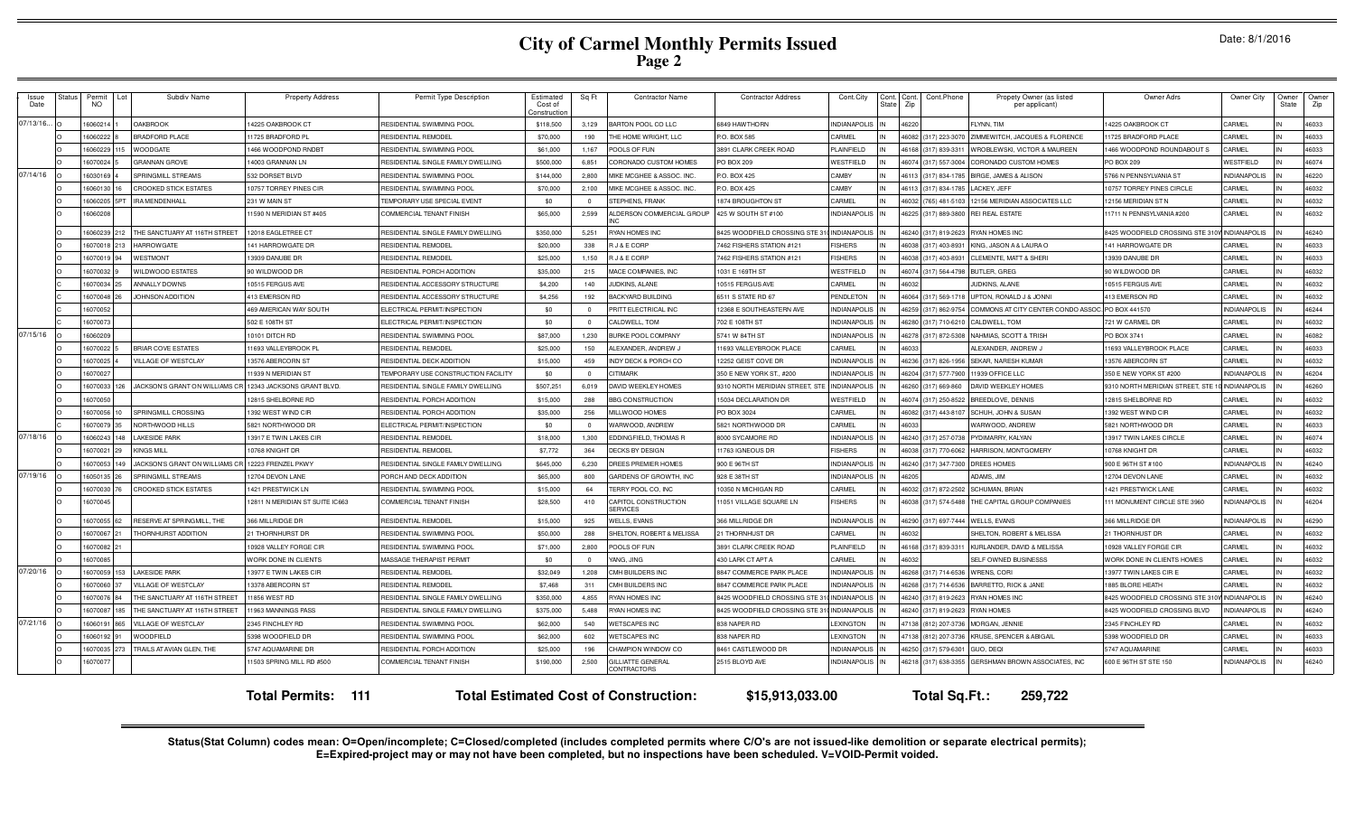# City of Carmel Monthly Permits Issued

## Page 2

Date: 8/1/2016

| Issue Date | Status | Permit NO | Lot | Subdiv Name | Property Address | Permit Type Description | Estimated Cost of Construction | Sq Ft | Contractor Name | Contractor Address | Cont.City | Cont. State | Cont. Zip | Cont.Phone | Propety Owner (as listed per applicant) | Owner Adrs | Owner City | Owner State | Owner Zip |
|---|---|---|---|---|---|---|---|---|---|---|---|---|---|---|---|---|---|---|---|
| 07/13/16... | O | 16060214 | 1 | OAKBROOK | 14225 OAKBROOK CT | RESIDENTIAL SWIMMING POOL | $118,500 | 3,129 | BARTON POOL CO LLC | 6849 HAWTHORN | INDIANAPOLIS | IN | 46220 | | FLYNN, TIM | 14225 OAKBROOK CT | CARMEL | IN | 46033 |
| | O | 16060222 | 8 | BRADFORD PLACE | 11725 BRADFORD PL | RESIDENTIAL REMODEL | $70,000 | 190 | THE HOME WRIGHT, LLC | P.O. BOX 585 | CARMEL | IN | 46082 | (317) 223-3070 | ZIMMEWITCH, JACQUES & FLORENCE | 11725 BRADFORD PLACE | CARMEL | IN | 46033 |
| | O | 16060229 | 115 | WOODGATE | 1466 WOODPOND RNDBT | RESIDENTIAL SWIMMING POOL | $61,000 | 1,167 | POOLS OF FUN | 3891 CLARK CREEK ROAD | PLAINFIELD | IN | 46168 | (317) 839-3311 | WROBLEWSKI, VICTOR & MAUREEN | 1466 WOODPOND ROUNDABOUT S | CARMEL | IN | 46033 |
| | O | 16070024 | 5 | GRANNAN GROVE | 14003 GRANNAN LN | RESIDENTIAL SINGLE FAMILY DWELLING | $500,000 | 6,851 | CORONADO CUSTOM HOMES | PO BOX 209 | WESTFIELD | IN | 46074 | (317) 557-3004 | CORONADO CUSTOM HOMES | PO BOX 209 | WESTFIELD | IN | 46074 |
| 07/14/16 | O | 16030169 | 4 | SPRINGMILL STREAMS | 532 DORSET BLVD | RESIDENTIAL SWIMMING POOL | $144,000 | 2,800 | MIKE MCGHEE & ASSOC. INC. | P.O. BOX 425 | CAMBY | IN | 46113 | (317) 834-1785 | BIRGE, JAMES & ALISON | 5766 N PENNSYLVANIA ST | INDIANAPOLIS | IN | 46220 |
| | O | 16060130 | 16 | CROOKED STICK ESTATES | 10757 TORREY PINES CIR | RESIDENTIAL SWIMMING POOL | $70,000 | 2,100 | MIKE MCGHEE & ASSOC. INC. | P.O. BOX 425 | CAMBY | IN | 46113 | (317) 834-1785 | LACKEY, JEFF | 10757 TORREY PINES CIRCLE | CARMEL | IN | 46032 |
| | O | 16060205 | SPT | IRA MENDENHALL | 231 W MAIN ST | TEMPORARY USE SPECIAL EVENT | $0 | 0 | STEPHENS, FRANK | 1874 BROUGHTON ST | CARMEL | IN | 46032 | (765) 481-5103 | 12156 MERIDIAN ASSOCIATES LLC | 12156 MERIDIAN ST N | CARMEL | IN | 46032 |
| | O | 16060208 | | | 11590 N MERIDIAN ST #405 | COMMERCIAL TENANT FINISH | $65,000 | 2,599 | ALDERSON COMMERCIAL GROUP INC | 425 W SOUTH ST #100 | INDIANAPOLIS | IN | 46225 | (317) 889-3800 | REI REAL ESTATE | 11711 N PENNSYLVANIA #200 | CARMEL | IN | 46032 |
| | O | 16060239 | 212 | THE SANCTUARY AT 116TH STREET | 12018 EAGLETREE CT | RESIDENTIAL SINGLE FAMILY DWELLING | $350,000 | 5,251 | RYAN HOMES INC | 8425 WOODFIELD CROSSING STE 310W | INDIANAPOLIS | IN | 46240 | (317) 819-2623 | RYAN HOMES INC | 8425 WOODFIELD CROSSING STE 310W | INDIANAPOLIS | IN | 46240 |
| | O | 16070018 | 213 | HARROWGATE | 141 HARROWGATE DR | RESIDENTIAL REMODEL | $20,000 | 338 | R J & E CORP | 7462 FISHERS STATION #121 | FISHERS | IN | 46038 | (317) 403-8931 | KING, JASON A & LAURA O | 141 HARROWGATE DR | CARMEL | IN | 46033 |
| | O | 16070019 | 94 | WESTMONT | 13939 DANUBE DR | RESIDENTIAL REMODEL | $25,000 | 1,150 | R J & E CORP | 7462 FISHERS STATION #121 | FISHERS | IN | 46038 | (317) 403-8931 | CLEMENTE, MATT & SHERI | 13939 DANUBE DR | CARMEL | IN | 46033 |
| | O | 16070032 | 9 | WILDWOOD ESTATES | 90 WILDWOOD DR | RESIDENTIAL PORCH ADDITION | $35,000 | 215 | MACE COMPANIES, INC | 1031 E 169TH ST | WESTFIELD | IN | 46074 | (317) 564-4798 | BUTLER, GREG | 90 WILDWOOD DR | CARMEL | IN | 46032 |
| | C | 16070034 | 25 | ANNALLY DOWNS | 10515 FERGUS AVE | RESIDENTIAL ACCESSORY STRUCTURE | $4,200 | 140 | JUDKINS, ALANE | 10515 FERGUS AVE | CARMEL | IN | 46032 | | JUDKINS, ALANE | 10515 FERGUS AVE | CARMEL | IN | 46032 |
| | C | 16070048 | 26 | JOHNSON ADDITION | 413 EMERSON RD | RESIDENTIAL ACCESSORY STRUCTURE | $4,256 | 192 | BACKYARD BUILDING | 6511 S STATE RD 67 | PENDLETON | IN | 46064 | (317) 569-1718 | UPTON, RONALD J & JONNI | 413 EMERSON RD | CARMEL | IN | 46032 |
| | C | 16070052 | | | 469 AMERICAN WAY SOUTH | ELECTRICAL PERMIT/INSPECTION | $0 | 0 | PRITT ELECTRICAL INC | 12368 E SOUTHEASTERN AVE | INDIANAPOLIS | IN | 46259 | (317) 862-9754 | COMMONS AT CITY CENTER CONDO ASSOC. | PO BOX 441570 | INDIANAPOLIS | IN | 46244 |
| | C | 16070073 | | | 502 E 108TH ST | ELECTRICAL PERMIT/INSPECTION | $0 | 0 | CALDWELL, TOM | 702 E 108TH ST | INDIANAPOLIS | IN | 46280 | (317) 710-6210 | CALDWELL, TOM | 721 W CARMEL DR | CARMEL | IN | 46032 |
| 07/15/16 | O | 16060209 | | | 10101 DITCH RD | RESIDENTIAL SWIMMING POOL | $87,000 | 1,230 | BURKE POOL COMPANY | 5741 W 84TH ST | INDIANAPOLIS | IN | 46278 | (317) 872-5308 | NAHMIAS, SCOTT & TRISH | PO BOX 3741 | CARMEL | IN | 46082 |
| | O | 16070022 | 5 | BRIAR COVE ESTATES | 11693 VALLEYBROOK PL | RESIDENTIAL REMODEL | $25,000 | 150 | ALEXANDER, ANDREW J | 11693 VALLEYBROOK PLACE | CARMEL | IN | 46033 | | ALEXANDER, ANDREW J | 11693 VALLEYBROOK PLACE | CARMEL | IN | 46033 |
| | O | 16070025 | 4 | VILLAGE OF WESTCLAY | 13576 ABERCORN ST | RESIDENTIAL DECK ADDITION | $15,000 | 459 | INDY DECK & PORCH CO | 12252 GEIST COVE DR | INDIANAPOLIS | IN | 46236 | (317) 826-1956 | SEKAR, NARESH KUMAR | 13576 ABERCORN ST | CARMEL | IN | 46032 |
| | O | 16070027 | | | 11939 N MERIDIAN ST | TEMPORARY USE CONSTRUCTION FACILITY | $0 | 0 | CITIMARK | 350 E NEW YORK ST., #200 | INDIANAPOLIS | IN | 46204 | (317) 577-7900 | 11939 OFFICE LLC | 350 E NEW YORK ST #200 | INDIANAPOLIS | IN | 46204 |
| | O | 16070033 | 126 | JACKSON'S GRANT ON WILLIAMS CR | 12343 JACKSONS GRANT BLVD. | RESIDENTIAL SINGLE FAMILY DWELLING | $507,251 | 6,019 | DAVID WEEKLEY HOMES | 9310 NORTH MERIDIAN STREET, STE 100 | INDIANAPOLIS | IN | 46260 | (317) 669-860 | DAVID WEEKLEY HOMES | 9310 NORTH MERIDIAN STREET, STE 100 | INDIANAPOLIS | IN | 46260 |
| | O | 16070050 | | | 12815 SHELBORNE RD | RESIDENTIAL PORCH ADDITION | $15,000 | 288 | BBG CONSTRUCTION | 15034 DECLARATION DR | WESTFIELD | IN | 46074 | (317) 250-8522 | BREEDLOVE, DENNIS | 12815 SHELBORNE RD | CARMEL | IN | 46032 |
| | O | 16070056 | 10 | SPRINGMILL CROSSING | 1392 WEST WIND CIR | RESIDENTIAL PORCH ADDITION | $35,000 | 256 | MILLWOOD HOMES | PO BOX 3024 | CARMEL | IN | 46082 | (317) 443-8107 | SCHUH, JOHN & SUSAN | 1392 WEST WIND CIR | CARMEL | IN | 46032 |
| | C | 16070079 | 35 | NORTHWOOD HILLS | 5821 NORTHWOOD DR | ELECTRICAL PERMIT/INSPECTION | $0 | 0 | WARWOOD, ANDREW | 5821 NORTHWOOD DR | CARMEL | IN | 46033 | | WARWOOD, ANDREW | 5821 NORTHWOOD DR | CARMEL | IN | 46033 |
| 07/18/16 | O | 16060243 | 148 | LAKESIDE PARK | 13917 E TWIN LAKES CIR | RESIDENTIAL REMODEL | $18,000 | 1,300 | EDDINGFIELD, THOMAS R | 8000 SYCAMORE RD | INDIANAPOLIS | IN | 46240 | (317) 257-0738 | PYDIMARRY, KALYAN | 13917 TWIN LAKES CIRCLE | CARMEL | IN | 46074 |
| | O | 16070021 | 29 | KINGS MILL | 10768 KNIGHT DR | RESIDENTIAL REMODEL | $7,772 | 364 | DECKS BY DESIGN | 11763 IGNEOUS DR | FISHERS | IN | 46038 | (317) 770-6062 | HARRISON, MONTGOMERY | 10768 KNIGHT DR | CARMEL | IN | 46032 |
| | O | 16070053 | 149 | JACKSON'S GRANT ON WILLIAMS CR | 12223 FRENZEL PKWY | RESIDENTIAL SINGLE FAMILY DWELLING | $645,000 | 6,230 | DREES PREMIER HOMES | 900 E 96TH ST | INDIANAPOLIS | IN | 46240 | (317) 347-7300 | DREES HOMES | 900 E 96TH ST #100 | INDIANAPOLIS | IN | 46240 |
| 07/19/16 | O | 16050135 | 26 | SPRINGMILL STREAMS | 12704 DEVON LANE | PORCH AND DECK ADDITION | $65,000 | 800 | GARDENS OF GROWTH, INC | 928 E 38TH ST | INDIANAPOLIS | IN | 46205 | | ADAMS, JIM | 12704 DEVON LANE | CARMEL | IN | 46032 |
| | O | 16070030 | 76 | CROOKED STICK ESTATES | 1421 PRESTWICK LN | RESIDENTIAL SWIMMING POOL | $15,000 | 64 | TERRY POOL CO, INC | 10350 N MICHIGAN RD | CARMEL | IN | 46032 | (317) 872-2502 | SCHUMAN, BRIAN | 1421 PRESTWICK LANE | CARMEL | IN | 46032 |
| | O | 16070045 | | | 12811 N MERIDIAN ST SUITE IC663 | COMMERCIAL TENANT FINISH | $28,500 | 410 | CAPITOL CONSTRUCTION SERVICES | 11051 VILLAGE SQUARE LN | FISHERS | IN | 46038 | (317) 574-5488 | THE CAPITAL GROUP COMPANIES | 111 MONUMENT CIRCLE STE 3960 | INDIANAPOLIS | IN | 46204 |
| | O | 16070055 | 62 | RESERVE AT SPRINGMILL, THE | 366 MILLRIDGE DR | RESIDENTIAL REMODEL | $15,000 | 925 | WELLS, EVANS | 366 MILLRIDGE DR | INDIANAPOLIS | IN | 46290 | (317) 697-7444 | WELLS, EVANS | 366 MILLRIDGE DR | INDIANAPOLIS | IN | 46290 |
| | O | 16070067 | 21 | THORNHURST ADDITION | 21 THORNHURST DR | RESIDENTIAL SWIMMING POOL | $50,000 | 288 | SHELTON, ROBERT & MELISSA | 21 THORNHUST DR | CARMEL | IN | 46032 | | SHELTON, ROBERT & MELISSA | 21 THORNHURST DR | CARMEL | IN | 46032 |
| | O | 16070082 | 21 | | 10928 VALLEY FORGE CIR | RESIDENTIAL SWIMMING POOL | $71,000 | 2,800 | POOLS OF FUN | 3891 CLARK CREEK ROAD | PLAINFIELD | IN | 46168 | (317) 839-3311 | KURLANDER, DAVID & MELISSA | 10928 VALLEY FORGE CIR | CARMEL | IN | 46032 |
| | O | 16070085 | | | WORK DONE IN CLIENTS | MASSAGE THERAPIST PERMIT | $0 | 0 | YANG, JING | 430 LARK CT APT A | CARMEL | IN | 46032 | | SELF OWNED BUSINESSS | WORK DONE IN CLIENTS HOMES | CARMEL | IN | 46032 |
| 07/20/16 | O | 16070059 | 153 | LAKESIDE PARK | 13977 E TWIN LAKES CIR | RESIDENTIAL REMODEL | $32,049 | 1,208 | CMH BUILDERS INC | 8847 COMMERCE PARK PLACE | INDIANAPOLIS | IN | 46268 | (317) 714-6536 | WRENS, CORI | 13977 TWIN LAKES CIR E | CARMEL | IN | 46032 |
| | O | 16070060 | 37 | VILLAGE OF WESTCLAY | 13378 ABERCORN ST | RESIDENTIAL REMODEL | $7,468 | 311 | CMH BUILDERS INC | 8847 COMMERCE PARK PLACE | INDIANAPOLIS | IN | 46268 | (317) 714-6536 | BARRETTO, RICK & JANE | 1885 BLORE HEATH | CARMEL | IN | 46032 |
| | O | 16070076 | 84 | THE SANCTUARY AT 116TH STREET | 11856 WEST RD | RESIDENTIAL SINGLE FAMILY DWELLING | $350,000 | 4,855 | RYAN HOMES INC | 8425 WOODFIELD CROSSING STE 310W | INDIANAPOLIS | IN | 46240 | (317) 819-2623 | RYAN HOMES INC | 8425 WOODFIELD CROSSING STE 310W | INDIANAPOLIS | IN | 46240 |
| | O | 16070087 | 185 | THE SANCTUARY AT 116TH STREET | 11963 MANNINGS PASS | RESIDENTIAL SINGLE FAMILY DWELLING | $375,000 | 5,488 | RYAN HOMES INC | 8425 WOODFIELD CROSSING STE 310W | INDIANAPOLIS | IN | 46240 | (317) 819-2623 | RYAN HOMES | 8425 WOODFIELD CROSSING BLVD | INDIANAPOLIS | IN | 46240 |
| 07/21/16 | O | 16060191 | 865 | VILLAGE OF WESTCLAY | 2345 FINCHLEY RD | RESIDENTIAL SWIMMING POOL | $62,000 | 540 | WETSCAPES INC | 838 NAPER RD | LEXINGTON | IN | 47138 | (812) 207-3736 | MORGAN, JENNIE | 2345 FINCHLEY RD | CARMEL | IN | 46032 |
| | O | 16060192 | 91 | WOODFIELD | 5398 WOODFIELD DR | RESIDENTIAL SWIMMING POOL | $62,000 | 602 | WETSCAPES INC | 838 NAPER RD | LEXINGTON | IN | 47138 | (812) 207-3736 | KRUSE, SPENCER & ABIGAIL | 5398 WOODFIELD DR | CARMEL | IN | 46033 |
| | O | 16070035 | 273 | TRAILS AT AVIAN GLEN, THE | 5747 AQUAMARINE DR | RESIDENTIAL PORCH ADDITION | $25,000 | 196 | CHAMPION WINDOW CO | 8461 CASTLEWOOD DR | INDIANAPOLIS | IN | 46250 | (317) 579-6301 | GUO, DEQI | 5747 AQUAMARINE | CARMEL | IN | 46033 |
| | O | 16070077 | | | 11503 SPRING MILL RD #500 | COMMERCIAL TENANT FINISH | $190,000 | 2,500 | GILLIATTE GENERAL CONTRACTORS | 2515 BLOYD AVE | INDIANAPOLIS | IN | 46218 | (317) 638-3355 | GERSHMAN BROWN ASSOCIATES, INC | 600 E 96TH ST STE 150 | INDIANAPOLIS | IN | 46240 |

**Total Permits: 111** **Total Estimated Cost of Construction: $15,913,033.00** **Total Sq.Ft.: 259,722**

**Status(Stat Column) codes mean: O=Open/incomplete; C=Closed/completed (includes completed permits where C/O's are not issued-like demolition or separate electrical permits); E=Expired-project may or may not have been completed, but no inspections have been scheduled. V=VOID-Permit voided.**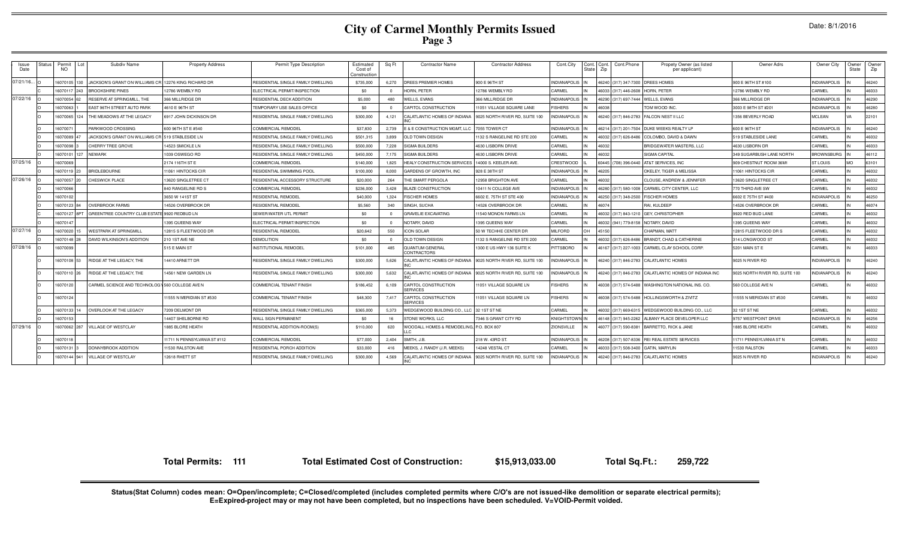# City of Carmel Monthly Permits Issued

## Page 3

Date: 8/1/2016

| Issue Date | Status | Permit NO | Lot | Subdiv Name | Property Address | Permit Type Description | Estimated Cost of Construction | Sq Ft | Contractor Name | Contractor Address | Cont.City | Cont. State | Cont. Zip | Cont.Phone | Propety Owner (as listed per applicant) | Owner Adrs | Owner City | Owner State | Owner Zip |
|---|---|---|---|---|---|---|---|---|---|---|---|---|---|---|---|---|---|---|---|
| 07/21/16... | O | 16070105 | 130 | JACKSON'S GRANT ON WILLIAMS CR | 12276 KING RICHARD DR | RESIDENTIAL SINGLE FAMILY DWELLING | $735,000 | 6,270 | DREES PREMIER HOMES | 900 E 96TH ST | INDIANAPOLIS | IN | 46240 | (317) 347-7300 | DREES HOMES | 900 E 96TH ST #100 | INDIANAPOLIS | IN | 46240 |
| | C | 16070117 | 243 | BROOKSHIRE PINES | 12786 WEMBLY RD | ELECTRICAL PERMIT/INSPECTION | $0 | 0 | HORN, PETER | 12786 WEMBLY RD | CARMEL | IN | 46033 | (317) 446-2608 | HORN, PETER | 12786 WEMBLY RD | CARMEL | IN | 46033 |
| 07/22/16 | O | 16070054 | 62 | RESERVE AT SPRINGMILL, THE | 366 MILLRIDGE DR | RESIDENTIAL DECK ADDITION | $5,000 | 480 | WELLS, EVANS | 366 MILLRIDGE DR | INDIANAPOLIS | IN | 46290 | (317) 697-7444 | WELLS, EVANS | 366 MILLRIDGE DR | INDIANAPOLIS | IN | 46290 |
| | O | 16070063 | 1 | EAST 96TH STREET AUTO PARK | 4610 E 96TH ST | TEMPORARY USE SALES OFFICE | $0 | 0 | CAPITOL CONSTRUCTION | 11051 VILLAGE SQUARE LANE | FISHERS | IN | 46038 | | TOM WOOD INC. | 3003 E 98TH ST #201 | INDIANAPOLIS | IN | 46280 |
| | O | 16070065 | 124 | THE MEADOWS AT THE LEGACY | 6917 JOHN DICKINSON DR | RESIDENTIAL SINGLE FAMILY DWELLING | $300,000 | 4,121 | CALATLANTIC HOMES OF INDIANA INC | 9025 NORTH RIVER RD, SUITE 100 | INDIANAPOLIS | IN | 46240 | (317) 846-2783 | FALCON NEST II LLC | 1356 BEVERLY ROAD | MCLEAN | VA | 22101 |
| | O | 16070071 | | PARKWOOD CROSSING | 600 96TH ST E #540 | COMMERCIAL REMODEL | $37,830 | 2,739 | E & E CONSTRUCTION MGMT, LLC | 7055 TOWER CT | INDIANAPOLIS | IN | 46214 | (317) 201-7504 | DUKE WEEKS REALTY LP | 600 E 96TH ST | INDIANAPOLIS | IN | 46240 |
| | O | 16070089 | 47 | JACKSON'S GRANT ON WILLIAMS CR | 519 STABLESIDE LN | RESIDENTIAL SINGLE FAMILY DWELLING | $501,315 | 3,899 | OLD TOWN DESIGN | 1132 S RANGELINE RD STE 200 | CARMEL | IN | 46032 | (317) 626-8486 | COLOMBO, DAVID & DAWN | 519 STABLESIDE LANE | CARMEL | IN | 46032 |
| | O | 16070098 | 3 | CHERRY TREE GROVE | 14523 SMICKLE LN | RESIDENTIAL SINGLE FAMILY DWELLING | $500,000 | 7,228 | SIGMA BUILDERS | 4630 LISBORN DRIVE | CARMEL | IN | 46032 | | BRIDGEWATER MASTERS, LLC | 4630 LISBORN DR | CARMEL | IN | 46033 |
| | O | 16070101 | 127 | NEWARK | 1039 OSWEGO RD | RESIDENTIAL SINGLE FAMILY DWELLING | $450,000 | 7,175 | SIGMA BUILDERS | 4630 LISBORN DRIVE | CARMEL | IN | 46032 | | SIGMA CAPITAL | 349 SUGARBUSH LANE NORTH | BROWNSBURG | IN | 46112 |
| 07/25/16 | O | 16070069 | | | 2174 116TH ST E | COMMERCIAL REMODEL | $140,000 | 1,825 | HEALY CONSTRUCTION SERVICES | 14000 S. KEELER AVE. | CRESTWOOD | IL | 60445 | (708) 396-0440 | AT&T SERVICES, INC | 909 CHESTNUT ROOM 36M1 | ST LOUIS | MO | 63101 |
| | O | 16070119 | 23 | BRIDLEBOURNE | 11061 HINTOCKS CIR | RESIDENTIAL SWIMMING POOL | $100,000 | 8,000 | GARDENS OF GROWTH, INC | 928 E 38TH ST | INDIANAPOLIS | IN | 46205 | | OKELEY, TIGER & MELISSA | 11061 HINTOCKS CIR | CARMEL | IN | 46032 |
| 07/26/16 | O | 16070057 | 20 | CHESWICK PLACE | 13620 SINGLETREE CT | RESIDENTIAL ACCESSORY STRUCTURE | $20,000 | 264 | THE SMART PERGOLA | 12958 BRIGHTON AVE | CARMEL | IN | 46032 | | CLOUSE, ANDREW & JENNIFER | 13620 SINGLETREE CT | CARMEL | IN | 46032 |
| | O | 16070066 | | | 840 RANGELINE RD S | COMMERCIAL REMODEL | $236,000 | 3,428 | BLAZE CONSTRUCTION | 10411 N COLLEGE AVE | INDIANAPOLIS | IN | 46280 | (317) 580-1008 | CARMEL CITY CENTER, LLC | 770 THIRD AVE SW | CARMEL | IN | 46032 |
| | O | 16070102 | | | 3650 W 141ST ST | RESIDENTIAL REMODEL | $40,000 | 1,324 | FISCHER HOMES | 6602 E. 75TH ST STE 400 | INDIANAPOLIS | IN | 46250 | (317) 348-2500 | FISCHER HOMES | 6602 E 75TH ST #400 | INDIANAPOLIS | IN | 46250 |
| | O | 16070123 | 84 | OVERBROOK FARMS | 14526 OVERBROOK DR | RESIDENTIAL REMODEL | $5,560 | 340 | SINGH, SUCHA | 14526 OVERBROOK DR | CARMEL | IN | 46074 | | RAI, KULDEEP | 14526 OVERBROOK DR | CARMEL | IN | 46074 |
| | C | 16070127 | 8PT | GREENTREE COUNTRY CLUB ESTATE | 9920 REDBUD LN | SEWER/WATER UTL PERMIT | $0 | 0 | GRAVELIE EXCAVATING | 11540 MONON FARMS LN | CARMEL | IN | 46032 | (317) 843-1210 | GEY, CHRISTOPHER | 9920 RED BUD LANE | CARMEL | IN | 46032 |
| | O | 16070147 | | | 1395 QUEENS WAY | ELECTRICAL PERMIT/INSPECTION | $0 | 0 | NOTARY, DAVID | 1395 QUEENS WAY | CARMEL | IN | 46032 | (941) 779-8158 | NOTARY, DAVID | 1395 QUEENS WAY | CARMEL | IN | 46032 |
| 07/27/16 | O | 16070020 | 15 | WESTPARK AT SPRINGMILL | 12815 S FLEETWOOD DR | RESIDENTIAL REMODEL | $20,642 | 550 | ICON SOLAR | 50 W TECHNE CENTER DR | MILFORD | OH | 45150 | | CHAPMAN, MATT | 12815 FLEETWOOD DR S | CARMEL | IN | 46032 |
| | O | 16070148 | 28 | DAVID WILKINSON'S ADDITION | 210 1ST AVE NE | DEMOLITION | $0 | 0 | OLD TOWN DESIGN | 1132 S RANGELINE RD STE 200 | CARMEL | IN | 46032 | (317) 626-8486 | BRANDT, CHAD & CATHERINE | 314 LONGWOOD ST | CARMEL | IN | 46032 |
| 07/28/16 | O | 16070099 | | | 515 E MAIN ST | INSTITUTIONAL REMODEL | $101,000 | 485 | QUANTUM GENERAL CONTRACTORS | 1300 E US HWY 136 SUITE K | PITTSBORO | IN | 46167 | (317) 227-1003 | CARMEL CLAY SCHOOL CORP. | 5201 MAIN ST E | CARMEL | IN | 46033 |
| | O | 16070108 | 53 | RIDGE AT THE LEGACY, THE | 14410 ARNETT DR | RESIDENTIAL SINGLE FAMILY DWELLING | $300,000 | 5,626 | CALATLANTIC HOMES OF INDIANA INC | 9025 NORTH RIVER RD, SUITE 100 | INDIANAPOLIS | IN | 46240 | (317) 846-2783 | CALATLANTIC HOMES | 9025 N RIVER RD | INDIANAPOLIS | IN | 46240 |
| | O | 16070110 | 26 | RIDGE AT THE LEGACY, THE | 14561 NEW GARDEN LN | RESIDENTIAL SINGLE FAMILY DWELLING | $300,000 | 5,632 | CALATLANTIC HOMES OF INDIANA INC | 9025 NORTH RIVER RD, SUITE 100 | INDIANAPOLIS | IN | 46240 | (317) 846-2783 | CALATLANTIC HOMES OF INDIANA INC | 9025 NORTH RIVER RD, SUITE 100 | INDIANAPOLIS | IN | 46240 |
| | O | 16070120 | | CARMEL SCIENCE AND TECHNOLOGY | 560 COLLEGE AVE N | COMMERCIAL TENANT FINISH | $186,452 | 6,109 | CAPITOL CONSTRUCTION SERVICES | 11051 VILLAGE SQUARE LN | FISHERS | IN | 46038 | (317) 574-5488 | WASHINGTON NATIONAL INS. CO. | 560 COLLEGE AVE N | CARMEL | IN | 46032 |
| | O | 16070124 | | | 11555 N MERIDIAN ST #530 | COMMERCIAL TENANT FINISH | $48,300 | 7,417 | CAPITOL CONSTRUCTION SERVICES | 11051 VILLAGE SQUARE LN | FISHERS | IN | 46038 | (317) 574-5488 | HOLLINGSWORTH & ZIVITZ | 11555 N MERIDIAN ST #530 | CARMEL | IN | 46032 |
| | O | 16070133 | 14 | OVERLOOK AT THE LEGACY | 7209 DELMONT DR | RESIDENTIAL SINGLE FAMILY DWELLING | $365,000 | 5,373 | WEDGEWOOD BUILDING CO., LLC | 32 1ST ST NE | CARMEL | IN | 46032 | (317) 669-6315 | WEDGEWOOD BUILDING CO., LLC | 32 1ST ST NE | CARMEL | IN | 46032 |
| | O | 16070153 | | | 14407 SHELBORNE RD | WALL SIGN PERMANENT | $0 | 16 | STONE WORKS, LLC | 7346 S GRANT CITY RD | KNIGHTSTOWN | IN | 46148 | (317) 945-2262 | ALBANY PLACE DEVELOPER LLC | 9757 WESTPOINT DRIVE | INDIANAPOLIS | IN | 46256 |
| 07/29/16 | O | 16070062 | 287 | VILLAGE OF WESTCLAY | 1885 BLORE HEATH | RESIDENTIAL ADDITION-ROOM(S) | $110,000 | 620 | WOODALL HOMES & REMODELING, LLC | P.O. BOX 807 | ZIONSVILLE | IN | 46077 | (317) 590-8381 | BARRETTO, RICK & JANE | 1885 BLORE HEATH | CARMEL | IN | 46032 |
| | O | 16070118 | | | 11711 N PENNSYLVANIA ST #112 | COMMERCIAL REMODEL | $77,000 | 2,404 | SMITH, J.B. | 218 W. 43RD ST. | INDIANAPOLIS | IN | 46208 | (317) 507-8336 | REI REAL ESTATE SERVICES | 11711 PENNSYLVANIA ST N | CARMEL | IN | 46032 |
| | O | 16070131 | 3 | DONNYBROOK ADDITION | 11530 RALSTON AVE | RESIDENTIAL PORCH ADDITION | $33,000 | 416 | MEEKS, J. RANDY (J.R. MEEKS) | 14248 VESTAL CT | CARMEL | IN | 46033 | (317) 508-3400 | GATIN, MARYLIN | 11530 RALSTON | CARMEL | IN | 46033 |
| | O | 16070144 | 941 | VILLAGE OF WESTCLAY | 12618 RHETT ST | RESIDENTIAL SINGLE FAMILY DWELLING | $300,000 | 4,569 | CALATLANTIC HOMES OF INDIANA INC | 9025 NORTH RIVER RD, SUITE 100 | INDIANAPOLIS | IN | 46240 | (317) 846-2783 | CALATLANTIC HOMES | 9025 N RIVER RD | INDIANAPOLIS | IN | 46240 |

**Total Permits: 111** **Total Estimated Cost of Construction: $15,913,033.00** **Total Sq.Ft.: 259,722**

**Status(Stat Column) codes mean: O=Open/incomplete; C=Closed/completed (this includes completed permits where C/O's are not issued-like demolition or separate electrical permits); E=Expired-project may or may not have been completed, but no inspections have been scheduled. V=VOID-Permit voided.**